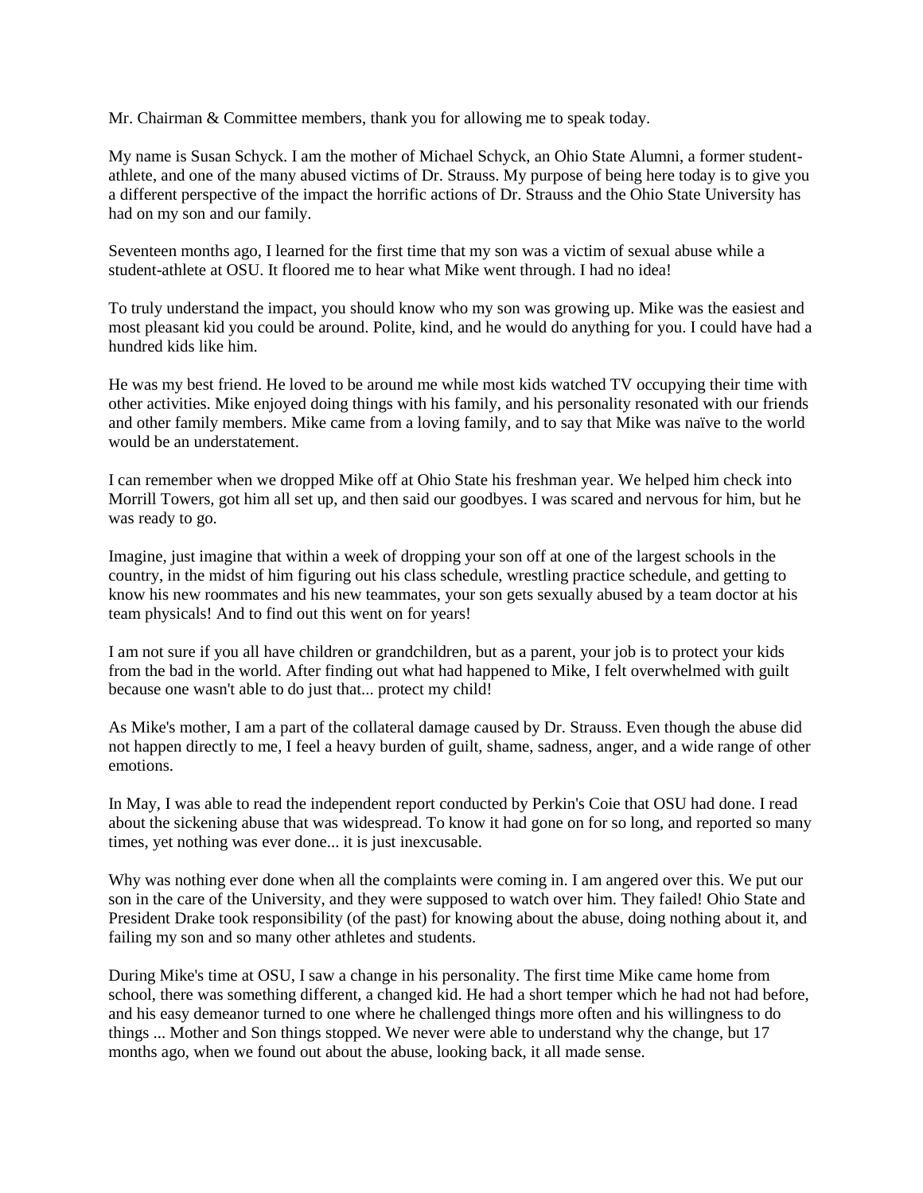Mr. Chairman & Committee members, thank you for allowing me to speak today.

My name is Susan Schyck. I am the mother of Michael Schyck, an Ohio State Alumni, a former student-athlete, and one of the many abused victims of Dr. Strauss. My purpose of being here today is to give you a different perspective of the impact the horrific actions of Dr. Strauss and the Ohio State University has had on my son and our family.

Seventeen months ago, I learned for the first time that my son was a victim of sexual abuse while a student-athlete at OSU. It floored me to hear what Mike went through. I had no idea!

To truly understand the impact, you should know who my son was growing up. Mike was the easiest and most pleasant kid you could be around. Polite, kind, and he would do anything for you. I could have had a hundred kids like him.

He was my best friend. He loved to be around me while most kids watched TV occupying their time with other activities. Mike enjoyed doing things with his family, and his personality resonated with our friends and other family members. Mike came from a loving family, and to say that Mike was naïve to the world would be an understatement.

I can remember when we dropped Mike off at Ohio State his freshman year. We helped him check into Morrill Towers, got him all set up, and then said our goodbyes. I was scared and nervous for him, but he was ready to go.

Imagine, just imagine that within a week of dropping your son off at one of the largest schools in the country, in the midst of him figuring out his class schedule, wrestling practice schedule, and getting to know his new roommates and his new teammates, your son gets sexually abused by a team doctor at his team physicals! And to find out this went on for years!

I am not sure if you all have children or grandchildren, but as a parent, your job is to protect your kids from the bad in the world. After finding out what had happened to Mike, I felt overwhelmed with guilt because one wasn't able to do just that... protect my child!

As Mike's mother, I am a part of the collateral damage caused by Dr. Strauss. Even though the abuse did not happen directly to me, I feel a heavy burden of guilt, shame, sadness, anger, and a wide range of other emotions.

In May, I was able to read the independent report conducted by Perkin's Coie that OSU had done. I read about the sickening abuse that was widespread. To know it had gone on for so long, and reported so many times, yet nothing was ever done... it is just inexcusable.

Why was nothing ever done when all the complaints were coming in. I am angered over this. We put our son in the care of the University, and they were supposed to watch over him. They failed! Ohio State and President Drake took responsibility (of the past) for knowing about the abuse, doing nothing about it, and failing my son and so many other athletes and students.

During Mike's time at OSU, I saw a change in his personality. The first time Mike came home from school, there was something different, a changed kid. He had a short temper which he had not had before, and his easy demeanor turned to one where he challenged things more often and his willingness to do things ... Mother and Son things stopped. We never were able to understand why the change, but 17 months ago, when we found out about the abuse, looking back, it all made sense.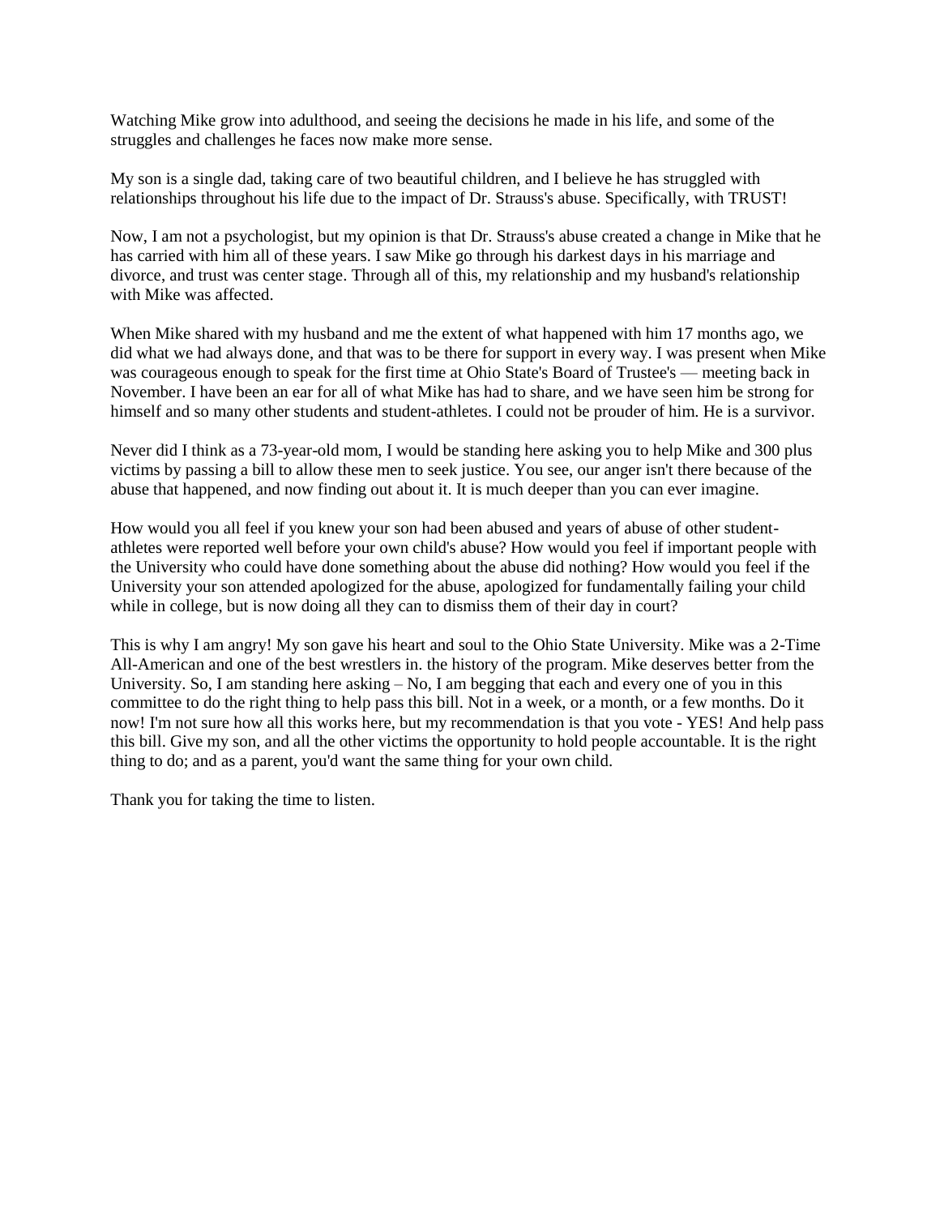Watching Mike grow into adulthood, and seeing the decisions he made in his life, and some of the struggles and challenges he faces now make more sense.

My son is a single dad, taking care of two beautiful children, and I believe he has struggled with relationships throughout his life due to the impact of Dr. Strauss's abuse. Specifically, with TRUST!

Now, I am not a psychologist, but my opinion is that Dr. Strauss's abuse created a change in Mike that he has carried with him all of these years. I saw Mike go through his darkest days in his marriage and divorce, and trust was center stage. Through all of this, my relationship and my husband's relationship with Mike was affected.

When Mike shared with my husband and me the extent of what happened with him 17 months ago, we did what we had always done, and that was to be there for support in every way. I was present when Mike was courageous enough to speak for the first time at Ohio State's Board of Trustee's — meeting back in November. I have been an ear for all of what Mike has had to share, and we have seen him be strong for himself and so many other students and student-athletes. I could not be prouder of him. He is a survivor.

Never did I think as a 73-year-old mom, I would be standing here asking you to help Mike and 300 plus victims by passing a bill to allow these men to seek justice. You see, our anger isn't there because of the abuse that happened, and now finding out about it. It is much deeper than you can ever imagine.

How would you all feel if you knew your son had been abused and years of abuse of other student-athletes were reported well before your own child's abuse? How would you feel if important people with the University who could have done something about the abuse did nothing? How would you feel if the University your son attended apologized for the abuse, apologized for fundamentally failing your child while in college, but is now doing all they can to dismiss them of their day in court?

This is why I am angry! My son gave his heart and soul to the Ohio State University. Mike was a 2-Time All-American and one of the best wrestlers in. the history of the program. Mike deserves better from the University. So, I am standing here asking – No, I am begging that each and every one of you in this committee to do the right thing to help pass this bill. Not in a week, or a month, or a few months. Do it now! I'm not sure how all this works here, but my recommendation is that you vote - YES! And help pass this bill. Give my son, and all the other victims the opportunity to hold people accountable. It is the right thing to do; and as a parent, you'd want the same thing for your own child.

Thank you for taking the time to listen.